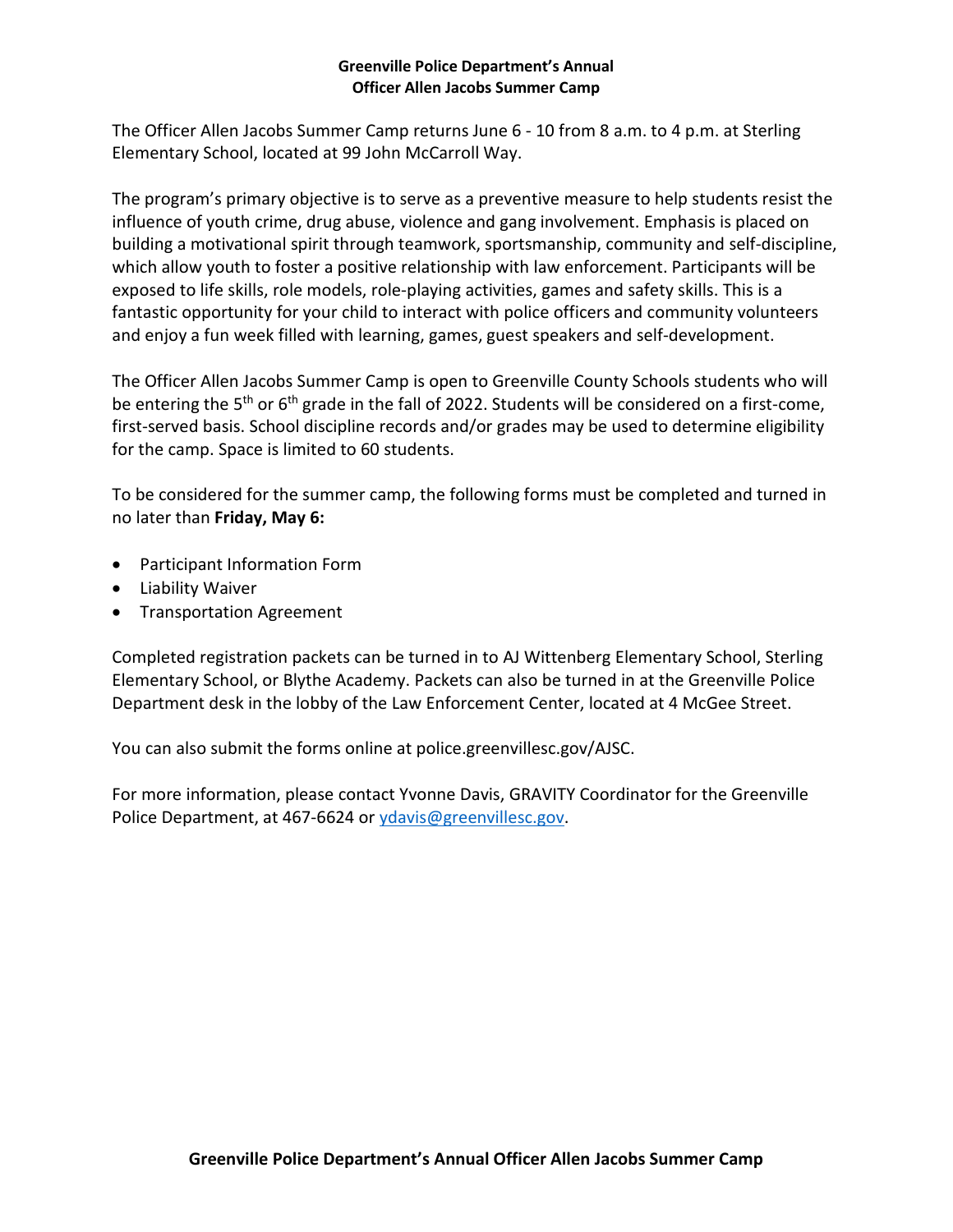**Greenville Police Department's Annual**
**Officer Allen Jacobs Summer Camp**

The Officer Allen Jacobs Summer Camp returns June 6 - 10 from 8 a.m. to 4 p.m. at Sterling Elementary School, located at 99 John McCarroll Way.

The program's primary objective is to serve as a preventive measure to help students resist the influence of youth crime, drug abuse, violence and gang involvement. Emphasis is placed on building a motivational spirit through teamwork, sportsmanship, community and self-discipline, which allow youth to foster a positive relationship with law enforcement. Participants will be exposed to life skills, role models, role-playing activities, games and safety skills. This is a fantastic opportunity for your child to interact with police officers and community volunteers and enjoy a fun week filled with learning, games, guest speakers and self-development.

The Officer Allen Jacobs Summer Camp is open to Greenville County Schools students who will be entering the 5th or 6th grade in the fall of 2022. Students will be considered on a first-come, first-served basis. School discipline records and/or grades may be used to determine eligibility for the camp. Space is limited to 60 students.

To be considered for the summer camp, the following forms must be completed and turned in no later than **Friday, May 6:**

- Participant Information Form
- Liability Waiver
- Transportation Agreement

Completed registration packets can be turned in to AJ Wittenberg Elementary School, Sterling Elementary School, or Blythe Academy. Packets can also be turned in at the Greenville Police Department desk in the lobby of the Law Enforcement Center, located at 4 McGee Street.

You can also submit the forms online at police.greenvillesc.gov/AJSC.

For more information, please contact Yvonne Davis, GRAVITY Coordinator for the Greenville Police Department, at 467-6624 or ydavis@greenvillesc.gov.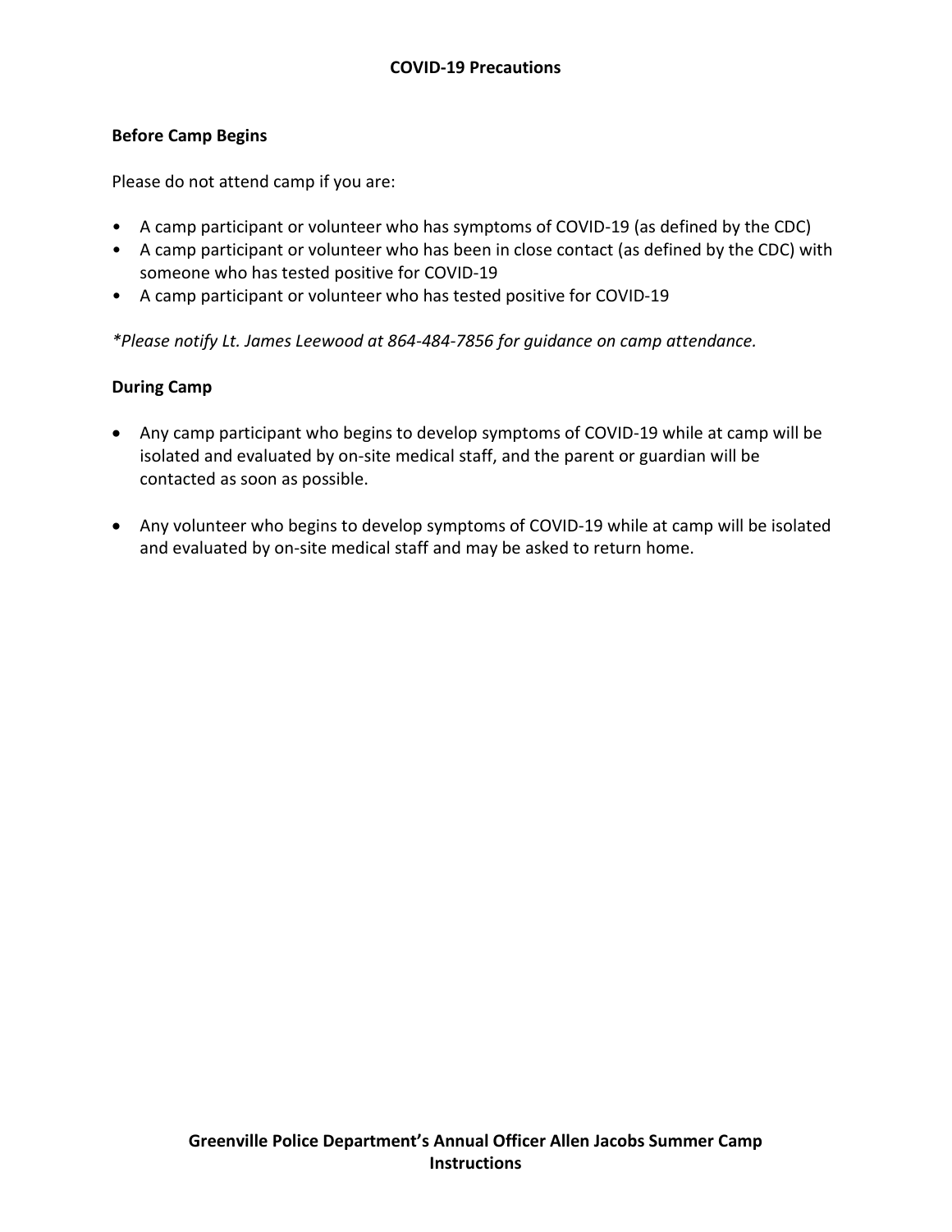## COVID-19 Precautions

**Before Camp Begins**

Please do not attend camp if you are:

- A camp participant or volunteer who has symptoms of COVID-19 (as defined by the CDC)
- A camp participant or volunteer who has been in close contact (as defined by the CDC) with someone who has tested positive for COVID-19
- A camp participant or volunteer who has tested positive for COVID-19

*\*Please notify Lt. James Leewood at 864-484-7856 for guidance on camp attendance.*

**During Camp**

- Any camp participant who begins to develop symptoms of COVID-19 while at camp will be isolated and evaluated by on-site medical staff, and the parent or guardian will be contacted as soon as possible.
- Any volunteer who begins to develop symptoms of COVID-19 while at camp will be isolated and evaluated by on-site medical staff and may be asked to return home.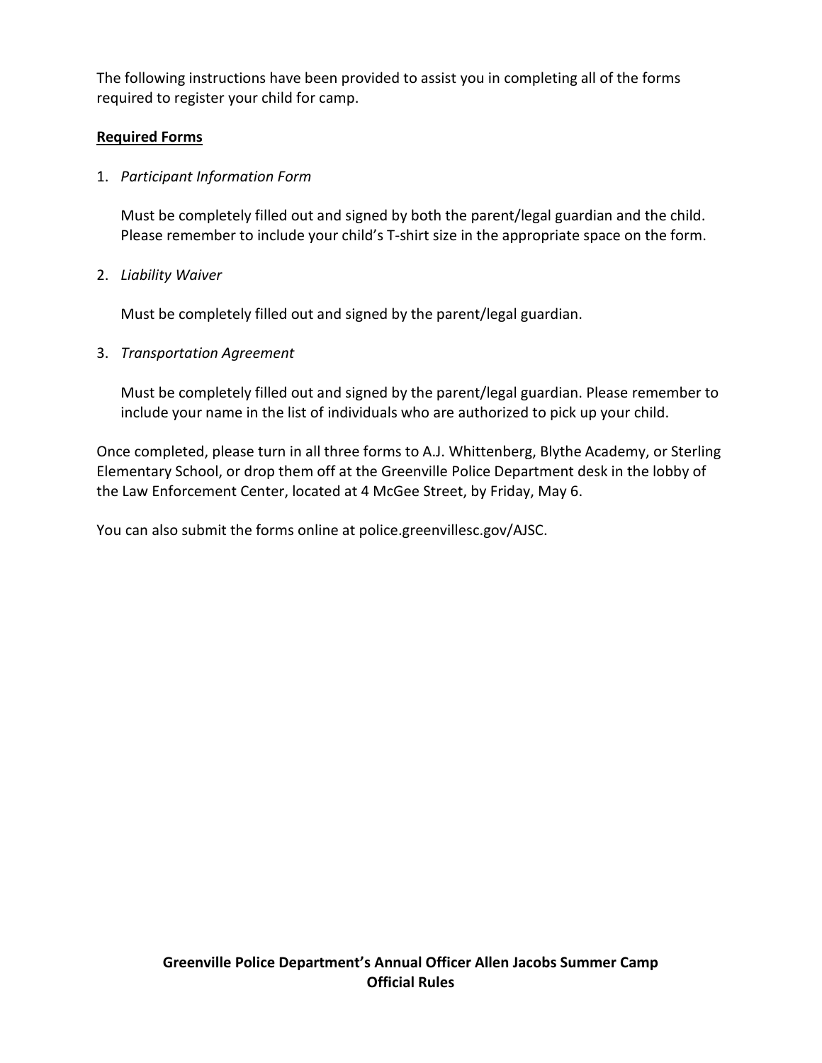The following instructions have been provided to assist you in completing all of the forms required to register your child for camp.

**Required Forms**

1. *Participant Information Form*

   Must be completely filled out and signed by both the parent/legal guardian and the child. Please remember to include your child's T-shirt size in the appropriate space on the form.

2. *Liability Waiver*

   Must be completely filled out and signed by the parent/legal guardian.

3. *Transportation Agreement*

   Must be completely filled out and signed by the parent/legal guardian. Please remember to include your name in the list of individuals who are authorized to pick up your child.

Once completed, please turn in all three forms to A.J. Whittenberg, Blythe Academy, or Sterling Elementary School, or drop them off at the Greenville Police Department desk in the lobby of the Law Enforcement Center, located at 4 McGee Street, by Friday, May 6.

You can also submit the forms online at police.greenvillesc.gov/AJSC.

**Greenville Police Department's Annual Officer Allen Jacobs Summer Camp**
**Official Rules**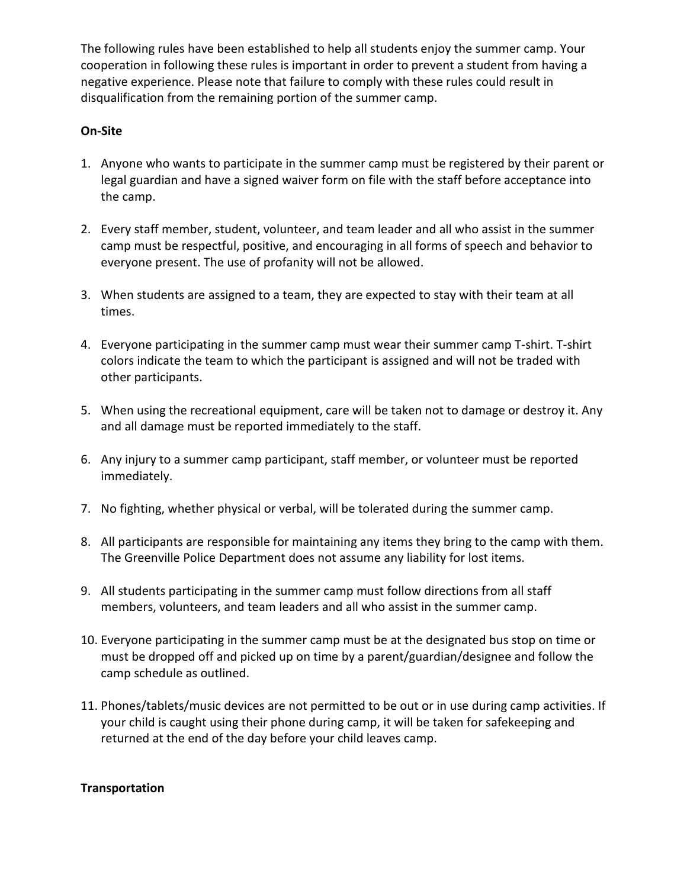The following rules have been established to help all students enjoy the summer camp. Your cooperation in following these rules is important in order to prevent a student from having a negative experience. Please note that failure to comply with these rules could result in disqualification from the remaining portion of the summer camp.

**On-Site**

1. Anyone who wants to participate in the summer camp must be registered by their parent or legal guardian and have a signed waiver form on file with the staff before acceptance into the camp.

2. Every staff member, student, volunteer, and team leader and all who assist in the summer camp must be respectful, positive, and encouraging in all forms of speech and behavior to everyone present. The use of profanity will not be allowed.

3. When students are assigned to a team, they are expected to stay with their team at all times.

4. Everyone participating in the summer camp must wear their summer camp T-shirt. T-shirt colors indicate the team to which the participant is assigned and will not be traded with other participants.

5. When using the recreational equipment, care will be taken not to damage or destroy it. Any and all damage must be reported immediately to the staff.

6. Any injury to a summer camp participant, staff member, or volunteer must be reported immediately.

7. No fighting, whether physical or verbal, will be tolerated during the summer camp.

8. All participants are responsible for maintaining any items they bring to the camp with them. The Greenville Police Department does not assume any liability for lost items.

9. All students participating in the summer camp must follow directions from all staff members, volunteers, and team leaders and all who assist in the summer camp.

10. Everyone participating in the summer camp must be at the designated bus stop on time or must be dropped off and picked up on time by a parent/guardian/designee and follow the camp schedule as outlined.

11. Phones/tablets/music devices are not permitted to be out or in use during camp activities. If your child is caught using their phone during camp, it will be taken for safekeeping and returned at the end of the day before your child leaves camp.

**Transportation**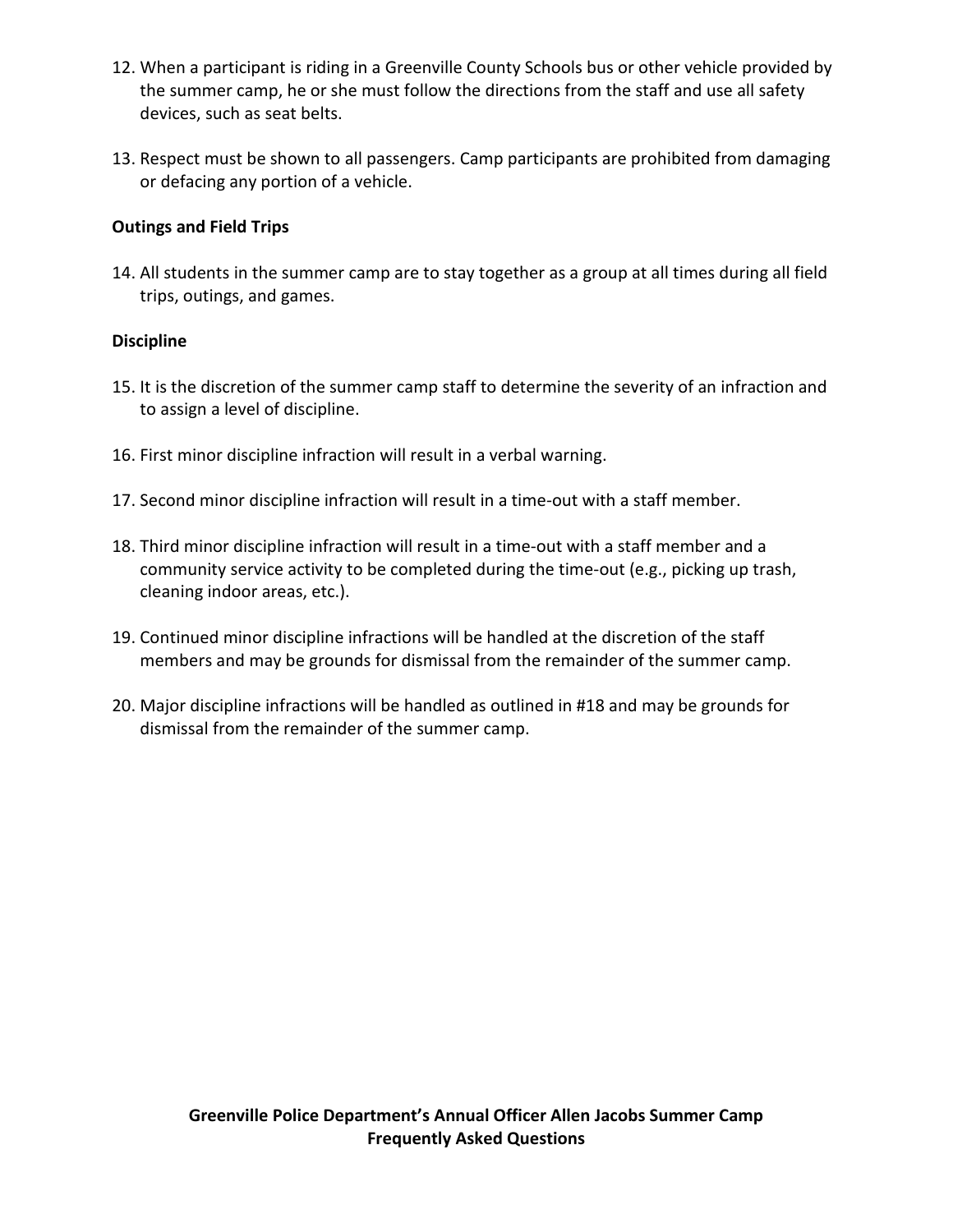12. When a participant is riding in a Greenville County Schools bus or other vehicle provided by the summer camp, he or she must follow the directions from the staff and use all safety devices, such as seat belts.

13. Respect must be shown to all passengers. Camp participants are prohibited from damaging or defacing any portion of a vehicle.

**Outings and Field Trips**

14. All students in the summer camp are to stay together as a group at all times during all field trips, outings, and games.

**Discipline**

15. It is the discretion of the summer camp staff to determine the severity of an infraction and to assign a level of discipline.

16. First minor discipline infraction will result in a verbal warning.

17. Second minor discipline infraction will result in a time-out with a staff member.

18. Third minor discipline infraction will result in a time-out with a staff member and a community service activity to be completed during the time-out (e.g., picking up trash, cleaning indoor areas, etc.).

19. Continued minor discipline infractions will be handled at the discretion of the staff members and may be grounds for dismissal from the remainder of the summer camp.

20. Major discipline infractions will be handled as outlined in #18 and may be grounds for dismissal from the remainder of the summer camp.

**Greenville Police Department's Annual Officer Allen Jacobs Summer Camp**
**Frequently Asked Questions**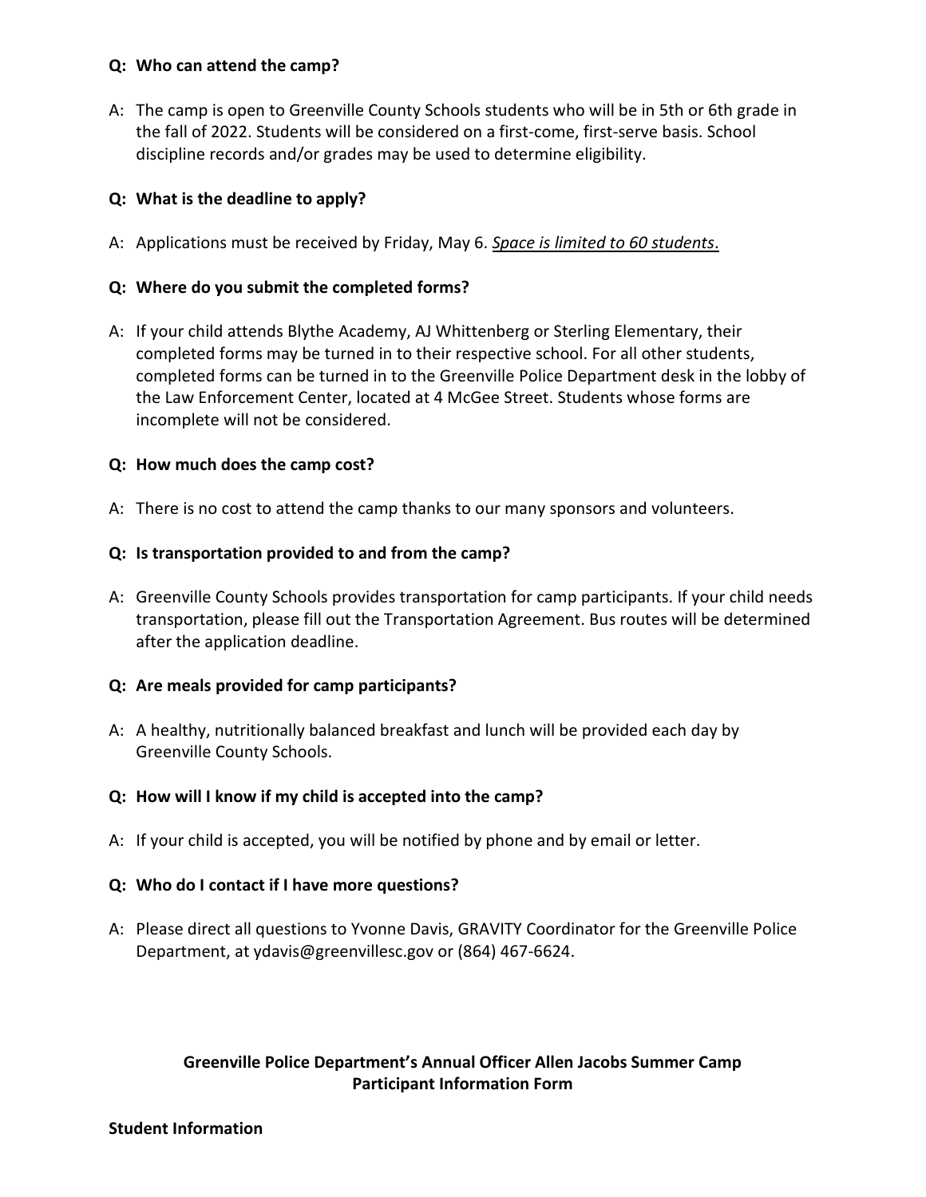**Q: Who can attend the camp?**

A: The camp is open to Greenville County Schools students who will be in 5th or 6th grade in the fall of 2022. Students will be considered on a first-come, first-serve basis. School discipline records and/or grades may be used to determine eligibility.

**Q: What is the deadline to apply?**

A: Applications must be received by Friday, May 6. _**Space is limited to 60 students**_.

**Q: Where do you submit the completed forms?**

A: If your child attends Blythe Academy, AJ Whittenberg or Sterling Elementary, their completed forms may be turned in to their respective school. For all other students, completed forms can be turned in to the Greenville Police Department desk in the lobby of the Law Enforcement Center, located at 4 McGee Street. Students whose forms are incomplete will not be considered.

**Q: How much does the camp cost?**

A: There is no cost to attend the camp thanks to our many sponsors and volunteers.

**Q: Is transportation provided to and from the camp?**

A: Greenville County Schools provides transportation for camp participants. If your child needs transportation, please fill out the Transportation Agreement. Bus routes will be determined after the application deadline.

**Q: Are meals provided for camp participants?**

A: A healthy, nutritionally balanced breakfast and lunch will be provided each day by Greenville County Schools.

**Q: How will I know if my child is accepted into the camp?**

A: If your child is accepted, you will be notified by phone and by email or letter.

**Q: Who do I contact if I have more questions?**

A: Please direct all questions to Yvonne Davis, GRAVITY Coordinator for the Greenville Police Department, at ydavis@greenvillesc.gov or (864) 467-6624.

## Greenville Police Department's Annual Officer Allen Jacobs Summer Camp Participant Information Form

**Student Information**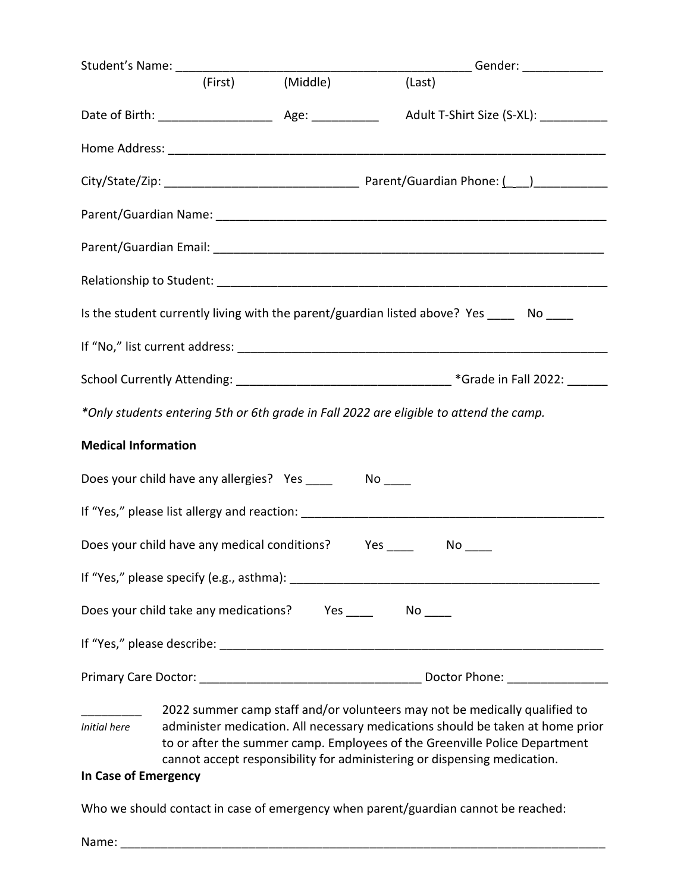Student's Name: _____________________________________________ Gender: ____________

(First) (Middle) (Last)

Date of Birth: _________________ Age: __________ Adult T-Shirt Size (S-XL): __________

Home Address: __________________________________________________________________

City/State/Zip: _____________________________ Parent/Guardian Phone: (___)___________

Parent/Guardian Name: ___________________________________________________________

Parent/Guardian Email: ___________________________________________________________

Relationship to Student: __________________________________________________________

Is the student currently living with the parent/guardian listed above? Yes ____ No ____

If "No," list current address: ______________________________________________________

School Currently Attending: _______________________________ *Grade in Fall 2022: ______

*Only students entering 5th or 6th grade in Fall 2022 are eligible to attend the camp.*

**Medical Information**

Does your child have any allergies? Yes ____ No ____

If "Yes," please list allergy and reaction: _______________________________________________

Does your child have any medical conditions? Yes ____ No ____

If "Yes," please specify (e.g., asthma): ________________________________________________

Does your child take any medications? Yes ____ No ____

If "Yes," please describe: ___________________________________________________________

Primary Care Doctor: ________________________________ Doctor Phone: _______________

_________ *Initial here* 2022 summer camp staff and/or volunteers may not be medically qualified to administer medication. All necessary medications should be taken at home prior to or after the summer camp. Employees of the Greenville Police Department cannot accept responsibility for administering or dispensing medication.

**In Case of Emergency**

Who we should contact in case of emergency when parent/guardian cannot be reached:

Name: _________________________________________________________________________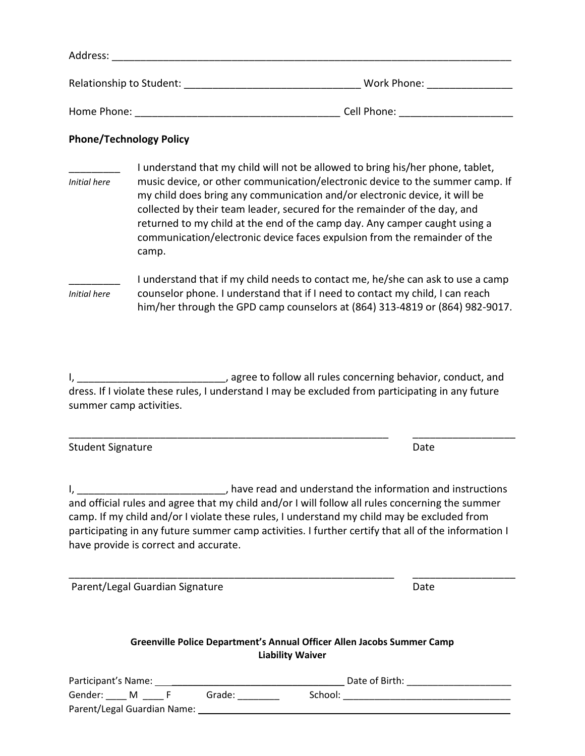Address: ___________________________________________________________________________

Relationship to Student: ______________________________ Work Phone: _______________

Home Phone: ___________________________________ Cell Phone: ____________________

**Phone/Technology Policy**

_________ *Initial here* — I understand that my child will not be allowed to bring his/her phone, tablet, music device, or other communication/electronic device to the summer camp. If my child does bring any communication and/or electronic device, it will be collected by their team leader, secured for the remainder of the day, and returned to my child at the end of the camp day. Any camper caught using a communication/electronic device faces expulsion from the remainder of the camp.

_________ *Initial here* — I understand that if my child needs to contact me, he/she can ask to use a camp counselor phone. I understand that if I need to contact my child, I can reach him/her through the GPD camp counselors at (864) 313-4819 or (864) 982-9017.

I, __________________________, agree to follow all rules concerning behavior, conduct, and dress. If I violate these rules, I understand I may be excluded from participating in any future summer camp activities.

_________________________________________________________ __________________

Student Signature Date

I, __________________________, have read and understand the information and instructions and official rules and agree that my child and/or I will follow all rules concerning the summer camp. If my child and/or I violate these rules, I understand my child may be excluded from participating in any future summer camp activities. I further certify that all of the information I have provide is correct and accurate.

_________________________________________________________ __________________

Parent/Legal Guardian Signature Date

**Greenville Police Department's Annual Officer Allen Jacobs Summer Camp**
**Liability Waiver**

Participant's Name: ___________________________________ Date of Birth: ____________________

Gender: ____ M ____ F Grade: ________ School: ________________________________

Parent/Legal Guardian Name: ___________________________________________________________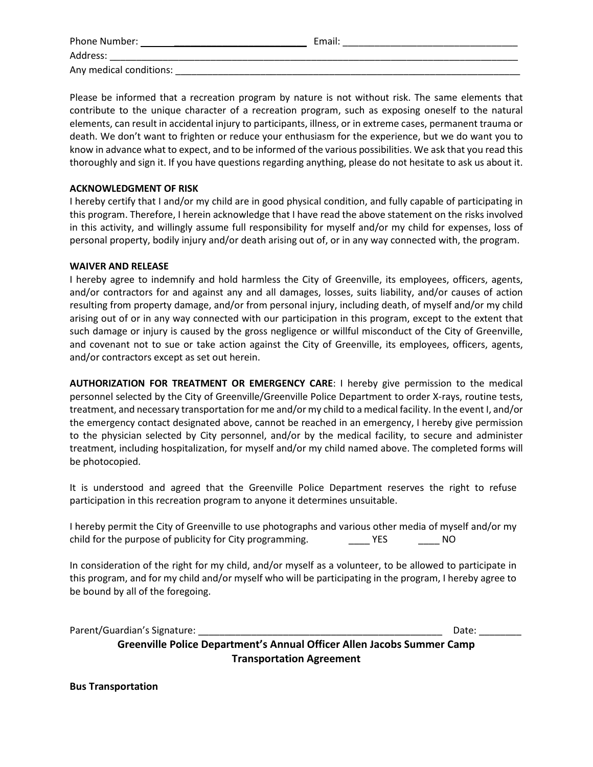Phone Number: ________________________________ Email: ___________________________________

Address: ________________________________________________________________________________

Any medical conditions: ____________________________________________________________________

Please be informed that a recreation program by nature is not without risk. The same elements that contribute to the unique character of a recreation program, such as exposing oneself to the natural elements, can result in accidental injury to participants, illness, or in extreme cases, permanent trauma or death. We don't want to frighten or reduce your enthusiasm for the experience, but we do want you to know in advance what to expect, and to be informed of the various possibilities. We ask that you read this thoroughly and sign it. If you have questions regarding anything, please do not hesitate to ask us about it.

**ACKNOWLEDGMENT OF RISK**

I hereby certify that I and/or my child are in good physical condition, and fully capable of participating in this program. Therefore, I herein acknowledge that I have read the above statement on the risks involved in this activity, and willingly assume full responsibility for myself and/or my child for expenses, loss of personal property, bodily injury and/or death arising out of, or in any way connected with, the program.

**WAIVER AND RELEASE**

I hereby agree to indemnify and hold harmless the City of Greenville, its employees, officers, agents, and/or contractors for and against any and all damages, losses, suits liability, and/or causes of action resulting from property damage, and/or from personal injury, including death, of myself and/or my child arising out of or in any way connected with our participation in this program, except to the extent that such damage or injury is caused by the gross negligence or willful misconduct of the City of Greenville, and covenant not to sue or take action against the City of Greenville, its employees, officers, agents, and/or contractors except as set out herein.

**AUTHORIZATION FOR TREATMENT OR EMERGENCY CARE**: I hereby give permission to the medical personnel selected by the City of Greenville/Greenville Police Department to order X-rays, routine tests, treatment, and necessary transportation for me and/or my child to a medical facility. In the event I, and/or the emergency contact designated above, cannot be reached in an emergency, I hereby give permission to the physician selected by City personnel, and/or by the medical facility, to secure and administer treatment, including hospitalization, for myself and/or my child named above. The completed forms will be photocopied.

It is understood and agreed that the Greenville Police Department reserves the right to refuse participation in this recreation program to anyone it determines unsuitable.

I hereby permit the City of Greenville to use photographs and various other media of myself and/or my child for the purpose of publicity for City programming. ____ YES ____ NO

In consideration of the right for my child, and/or myself as a volunteer, to be allowed to participate in this program, and for my child and/or myself who will be participating in the program, I hereby agree to be bound by all of the foregoing.

Parent/Guardian's Signature: _______________________________________________ Date: ________

**Greenville Police Department's Annual Officer Allen Jacobs Summer Camp**
**Transportation Agreement**

**Bus Transportation**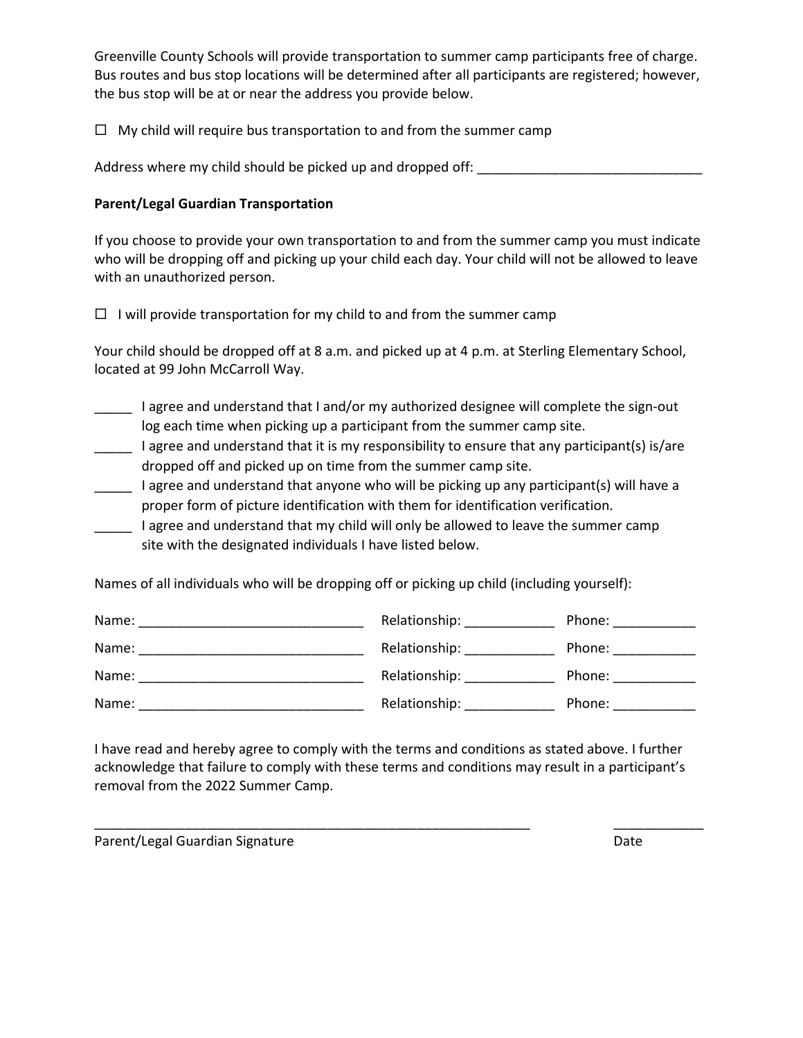Greenville County Schools will provide transportation to summer camp participants free of charge. Bus routes and bus stop locations will be determined after all participants are registered; however, the bus stop will be at or near the address you provide below.

☐ My child will require bus transportation to and from the summer camp

Address where my child should be picked up and dropped off: ______________________________

**Parent/Legal Guardian Transportation**

If you choose to provide your own transportation to and from the summer camp you must indicate who will be dropping off and picking up your child each day. Your child will not be allowed to leave with an unauthorized person.

☐ I will provide transportation for my child to and from the summer camp

Your child should be dropped off at 8 a.m. and picked up at 4 p.m. at Sterling Elementary School, located at 99 John McCarroll Way.

_____ I agree and understand that I and/or my authorized designee will complete the sign-out log each time when picking up a participant from the summer camp site.

_____ I agree and understand that it is my responsibility to ensure that any participant(s) is/are dropped off and picked up on time from the summer camp site.

_____ I agree and understand that anyone who will be picking up any participant(s) will have a proper form of picture identification with them for identification verification.

_____ I agree and understand that my child will only be allowed to leave the summer camp site with the designated individuals I have listed below.

Names of all individuals who will be dropping off or picking up child (including yourself):

Name: ______________________________ Relationship: ____________ Phone: ___________

Name: ______________________________ Relationship: ____________ Phone: ___________

Name: ______________________________ Relationship: ____________ Phone: ___________

Name: ______________________________ Relationship: ____________ Phone: ___________

I have read and hereby agree to comply with the terms and conditions as stated above. I further acknowledge that failure to comply with these terms and conditions may result in a participant's removal from the 2022 Summer Camp.

____________________________________________________________ ____________

Parent/Legal Guardian Signature Date